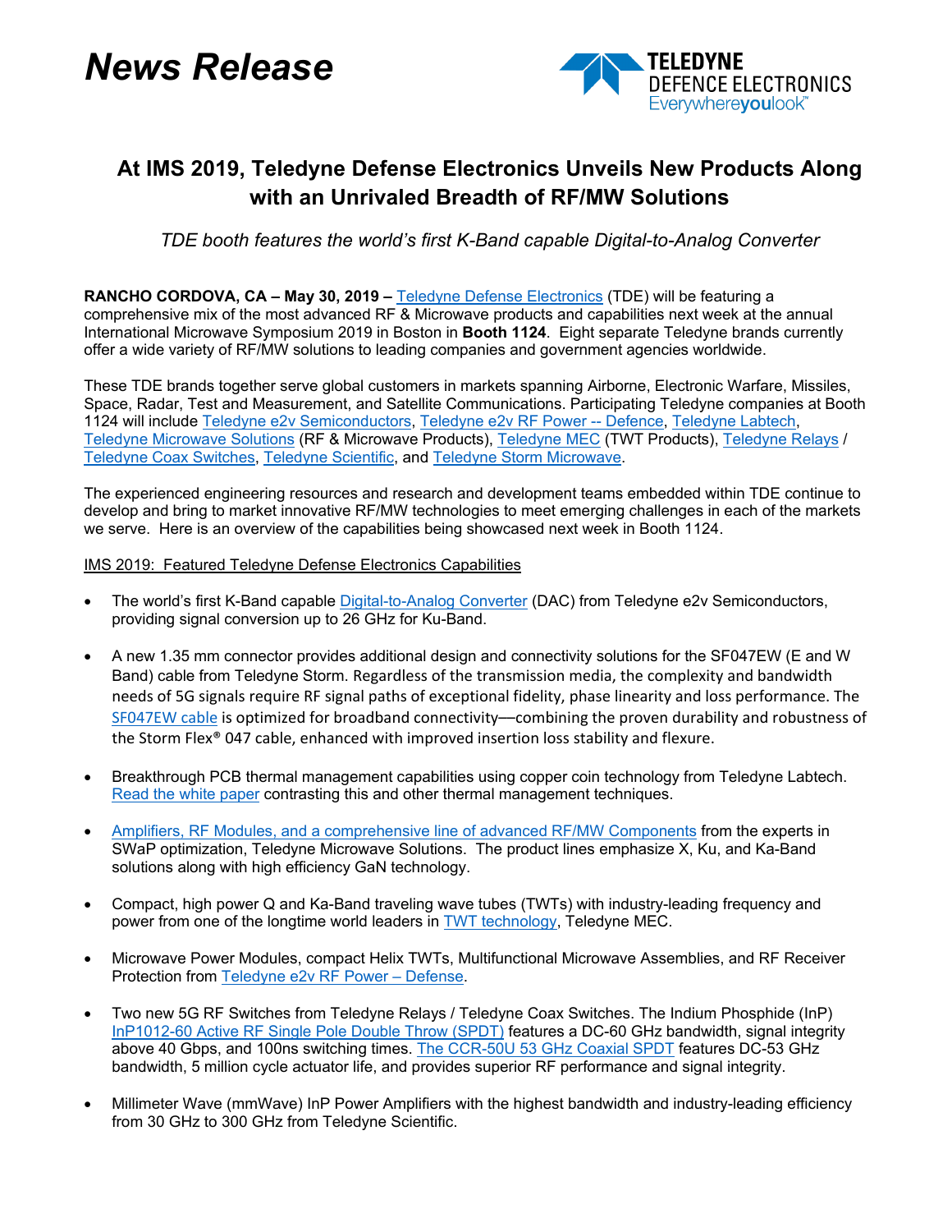# News Release

TELEDYNE DEFENCE ELECTRONICS
Everywhereyoulook™

## At IMS 2019, Teledyne Defense Electronics Unveils New Products Along with an Unrivaled Breadth of RF/MW Solutions

*TDE booth features the world's first K-Band capable Digital-to-Analog Converter*

**RANCHO CORDOVA, CA – May 30, 2019 –** Teledyne Defense Electronics (TDE) will be featuring a comprehensive mix of the most advanced RF & Microwave products and capabilities next week at the annual International Microwave Symposium 2019 in Boston in **Booth 1124**. Eight separate Teledyne brands currently offer a wide variety of RF/MW solutions to leading companies and government agencies worldwide.

These TDE brands together serve global customers in markets spanning Airborne, Electronic Warfare, Missiles, Space, Radar, Test and Measurement, and Satellite Communications. Participating Teledyne companies at Booth 1124 will include Teledyne e2v Semiconductors, Teledyne e2v RF Power -- Defence, Teledyne Labtech, Teledyne Microwave Solutions (RF & Microwave Products), Teledyne MEC (TWT Products), Teledyne Relays / Teledyne Coax Switches, Teledyne Scientific, and Teledyne Storm Microwave.

The experienced engineering resources and research and development teams embedded within TDE continue to develop and bring to market innovative RF/MW technologies to meet emerging challenges in each of the markets we serve. Here is an overview of the capabilities being showcased next week in Booth 1124.

IMS 2019: Featured Teledyne Defense Electronics Capabilities

- The world's first K-Band capable Digital-to-Analog Converter (DAC) from Teledyne e2v Semiconductors, providing signal conversion up to 26 GHz for Ku-Band.
- A new 1.35 mm connector provides additional design and connectivity solutions for the SF047EW (E and W Band) cable from Teledyne Storm. Regardless of the transmission media, the complexity and bandwidth needs of 5G signals require RF signal paths of exceptional fidelity, phase linearity and loss performance. The SF047EW cable is optimized for broadband connectivity—combining the proven durability and robustness of the Storm Flex® 047 cable, enhanced with improved insertion loss stability and flexure.
- Breakthrough PCB thermal management capabilities using copper coin technology from Teledyne Labtech. Read the white paper contrasting this and other thermal management techniques.
- Amplifiers, RF Modules, and a comprehensive line of advanced RF/MW Components from the experts in SWaP optimization, Teledyne Microwave Solutions. The product lines emphasize X, Ku, and Ka-Band solutions along with high efficiency GaN technology.
- Compact, high power Q and Ka-Band traveling wave tubes (TWTs) with industry-leading frequency and power from one of the longtime world leaders in TWT technology, Teledyne MEC.
- Microwave Power Modules, compact Helix TWTs, Multifunctional Microwave Assemblies, and RF Receiver Protection from Teledyne e2v RF Power – Defense.
- Two new 5G RF Switches from Teledyne Relays / Teledyne Coax Switches. The Indium Phosphide (InP) InP1012-60 Active RF Single Pole Double Throw (SPDT) features a DC-60 GHz bandwidth, signal integrity above 40 Gbps, and 100ns switching times. The CCR-50U 53 GHz Coaxial SPDT features DC-53 GHz bandwidth, 5 million cycle actuator life, and provides superior RF performance and signal integrity.
- Millimeter Wave (mmWave) InP Power Amplifiers with the highest bandwidth and industry-leading efficiency from 30 GHz to 300 GHz from Teledyne Scientific.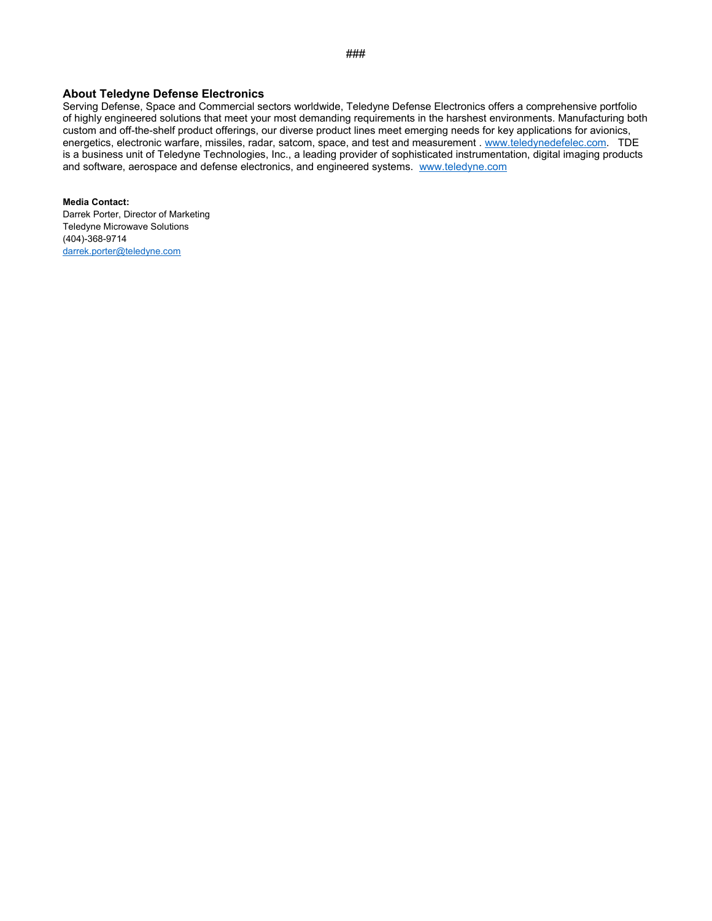###

## About Teledyne Defense Electronics

Serving Defense, Space and Commercial sectors worldwide, Teledyne Defense Electronics offers a comprehensive portfolio of highly engineered solutions that meet your most demanding requirements in the harshest environments. Manufacturing both custom and off-the-shelf product offerings, our diverse product lines meet emerging needs for key applications for avionics, energetics, electronic warfare, missiles, radar, satcom, space, and test and measurement . www.teledynedefelec.com. TDE is a business unit of Teledyne Technologies, Inc., a leading provider of sophisticated instrumentation, digital imaging products and software, aerospace and defense electronics, and engineered systems. www.teledyne.com

**Media Contact:**
Darrek Porter, Director of Marketing
Teledyne Microwave Solutions
(404)-368-9714
darrek.porter@teledyne.com